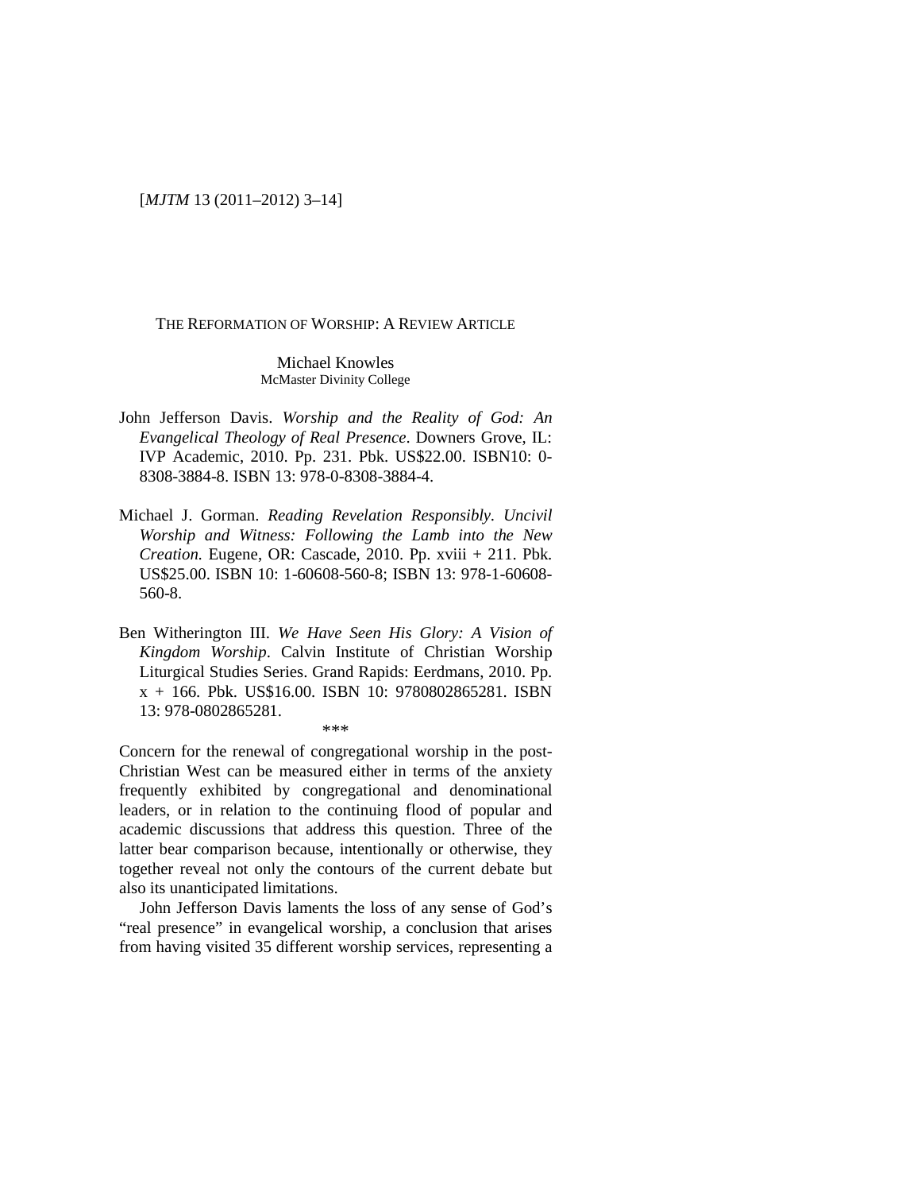# THE REFORMATION OF WORSHIP: A REVIEW ARTICLE

Michael Knowles
McMaster Divinity College

John Jefferson Davis. *Worship and the Reality of God: An Evangelical Theology of Real Presence*. Downers Grove, IL: IVP Academic, 2010. Pp. 231. Pbk. US$22.00. ISBN10: 0-8308-3884-8. ISBN 13: 978-0-8308-3884-4.

Michael J. Gorman. *Reading Revelation Responsibly. Uncivil Worship and Witness: Following the Lamb into the New Creation.* Eugene, OR: Cascade, 2010. Pp. xviii + 211. Pbk. US$25.00. ISBN 10: 1-60608-560-8; ISBN 13: 978-1-60608-560-8.

Ben Witherington III. *We Have Seen His Glory: A Vision of Kingdom Worship*. Calvin Institute of Christian Worship Liturgical Studies Series. Grand Rapids: Eerdmans, 2010. Pp. x + 166. Pbk. US$16.00. ISBN 10: 9780802865281. ISBN 13: 978-0802865281.

***

Concern for the renewal of congregational worship in the post-Christian West can be measured either in terms of the anxiety frequently exhibited by congregational and denominational leaders, or in relation to the continuing flood of popular and academic discussions that address this question. Three of the latter bear comparison because, intentionally or otherwise, they together reveal not only the contours of the current debate but also its unanticipated limitations.

John Jefferson Davis laments the loss of any sense of God's "real presence" in evangelical worship, a conclusion that arises from having visited 35 different worship services, representing a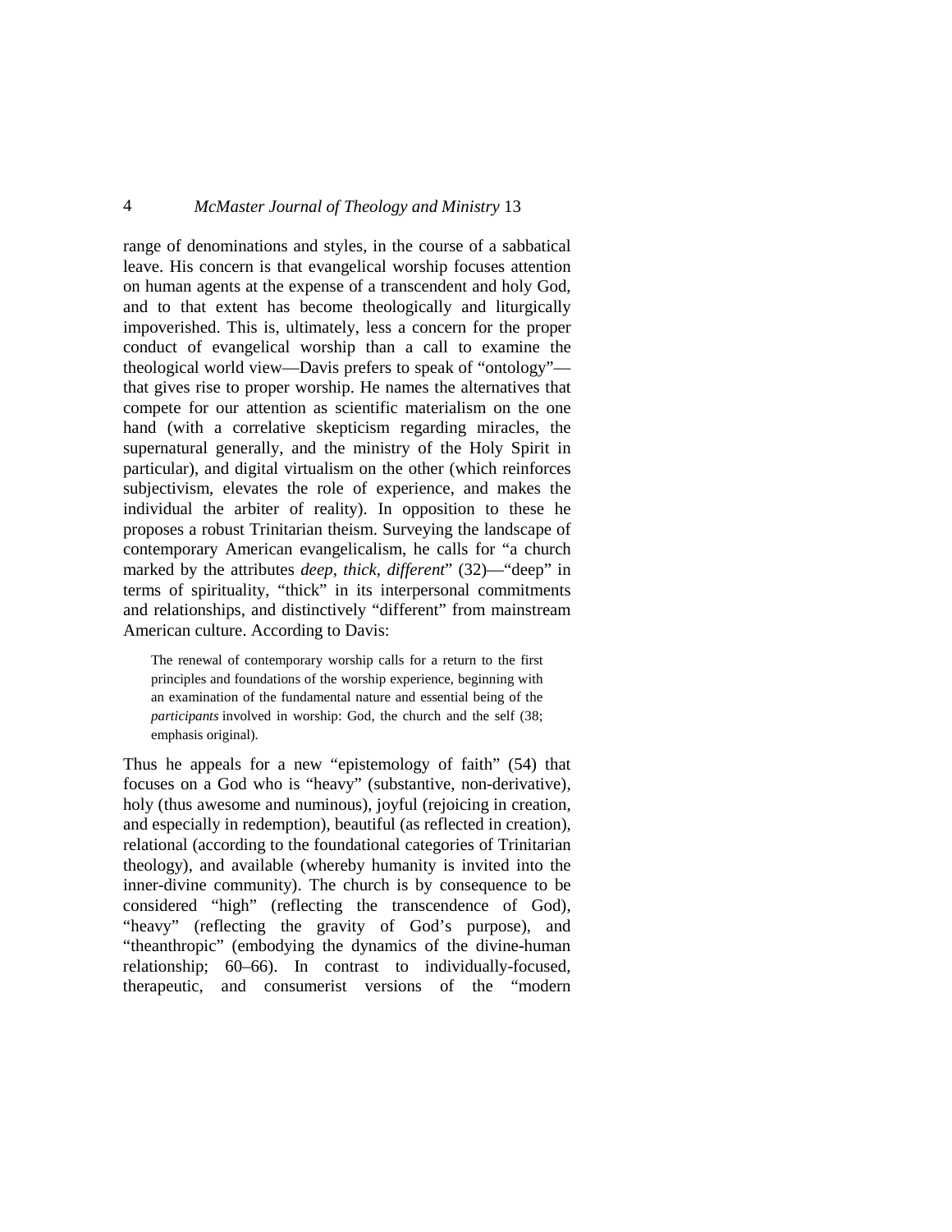range of denominations and styles, in the course of a sabbatical leave. His concern is that evangelical worship focuses attention on human agents at the expense of a transcendent and holy God, and to that extent has become theologically and liturgically impoverished. This is, ultimately, less a concern for the proper conduct of evangelical worship than a call to examine the theological world view—Davis prefers to speak of "ontology"—that gives rise to proper worship. He names the alternatives that compete for our attention as scientific materialism on the one hand (with a correlative skepticism regarding miracles, the supernatural generally, and the ministry of the Holy Spirit in particular), and digital virtualism on the other (which reinforces subjectivism, elevates the role of experience, and makes the individual the arbiter of reality). In opposition to these he proposes a robust Trinitarian theism. Surveying the landscape of contemporary American evangelicalism, he calls for "a church marked by the attributes *deep, thick, different*" (32)—"deep" in terms of spirituality, "thick" in its interpersonal commitments and relationships, and distinctively "different" from mainstream American culture. According to Davis:

> The renewal of contemporary worship calls for a return to the first principles and foundations of the worship experience, beginning with an examination of the fundamental nature and essential being of the *participants* involved in worship: God, the church and the self (38; emphasis original).

Thus he appeals for a new "epistemology of faith" (54) that focuses on a God who is "heavy" (substantive, non-derivative), holy (thus awesome and numinous), joyful (rejoicing in creation, and especially in redemption), beautiful (as reflected in creation), relational (according to the foundational categories of Trinitarian theology), and available (whereby humanity is invited into the inner-divine community). The church is by consequence to be considered "high" (reflecting the transcendence of God), "heavy" (reflecting the gravity of God's purpose), and "theanthropic" (embodying the dynamics of the divine-human relationship; 60–66). In contrast to individually-focused, therapeutic, and consumerist versions of the "modern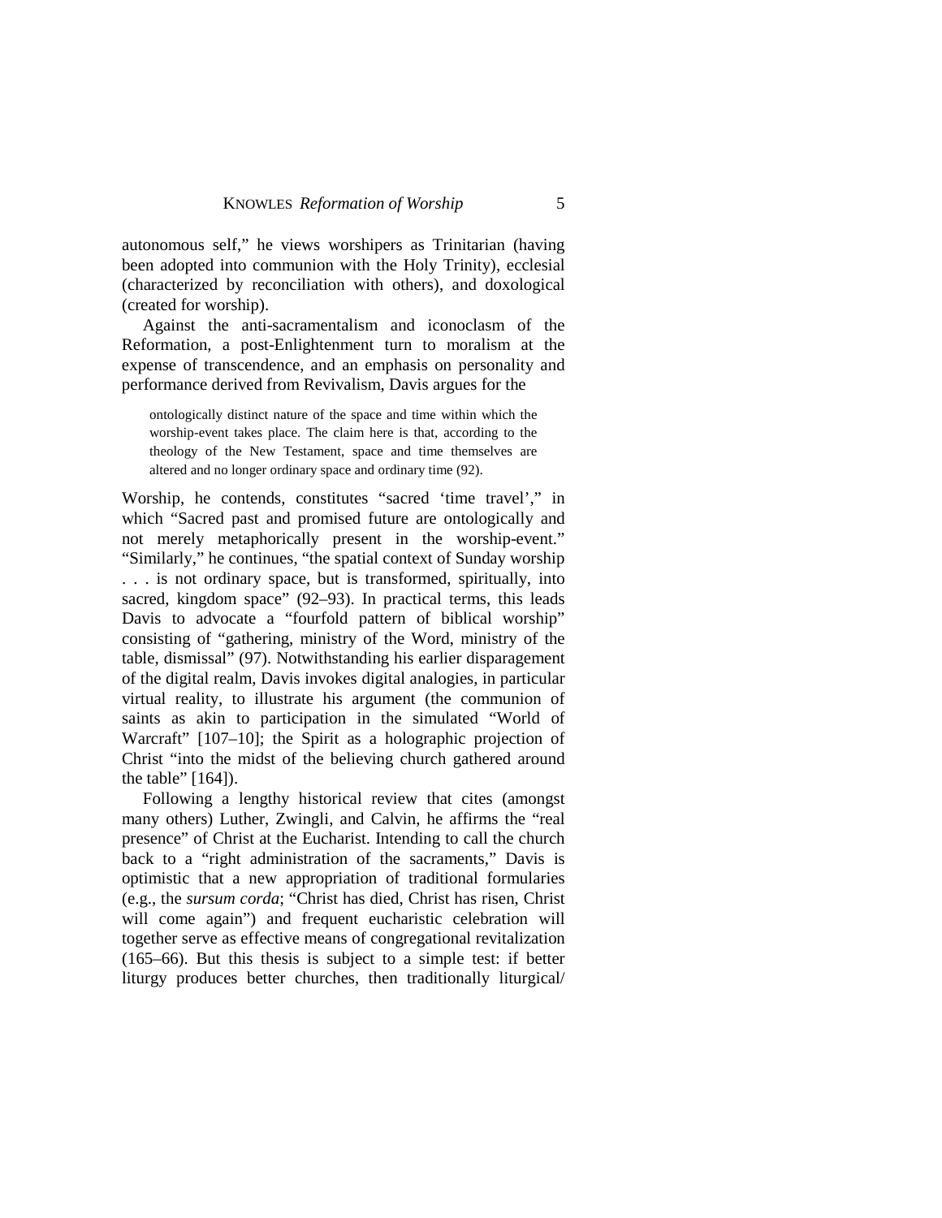autonomous self," he views worshipers as Trinitarian (having been adopted into communion with the Holy Trinity), ecclesial (characterized by reconciliation with others), and doxological (created for worship).

Against the anti-sacramentalism and iconoclasm of the Reformation, a post-Enlightenment turn to moralism at the expense of transcendence, and an emphasis on personality and performance derived from Revivalism, Davis argues for the

> ontologically distinct nature of the space and time within which the worship-event takes place. The claim here is that, according to the theology of the New Testament, space and time themselves are altered and no longer ordinary space and ordinary time (92).

Worship, he contends, constitutes "sacred 'time travel'," in which "Sacred past and promised future are ontologically and not merely metaphorically present in the worship-event." "Similarly," he continues, "the spatial context of Sunday worship . . . is not ordinary space, but is transformed, spiritually, into sacred, kingdom space" (92–93). In practical terms, this leads Davis to advocate a "fourfold pattern of biblical worship" consisting of "gathering, ministry of the Word, ministry of the table, dismissal" (97). Notwithstanding his earlier disparagement of the digital realm, Davis invokes digital analogies, in particular virtual reality, to illustrate his argument (the communion of saints as akin to participation in the simulated "World of Warcraft" [107–10]; the Spirit as a holographic projection of Christ "into the midst of the believing church gathered around the table" [164]).

Following a lengthy historical review that cites (amongst many others) Luther, Zwingli, and Calvin, he affirms the "real presence" of Christ at the Eucharist. Intending to call the church back to a "right administration of the sacraments," Davis is optimistic that a new appropriation of traditional formularies (e.g., the *sursum corda*; "Christ has died, Christ has risen, Christ will come again") and frequent eucharistic celebration will together serve as effective means of congregational revitalization (165–66). But this thesis is subject to a simple test: if better liturgy produces better churches, then traditionally liturgical/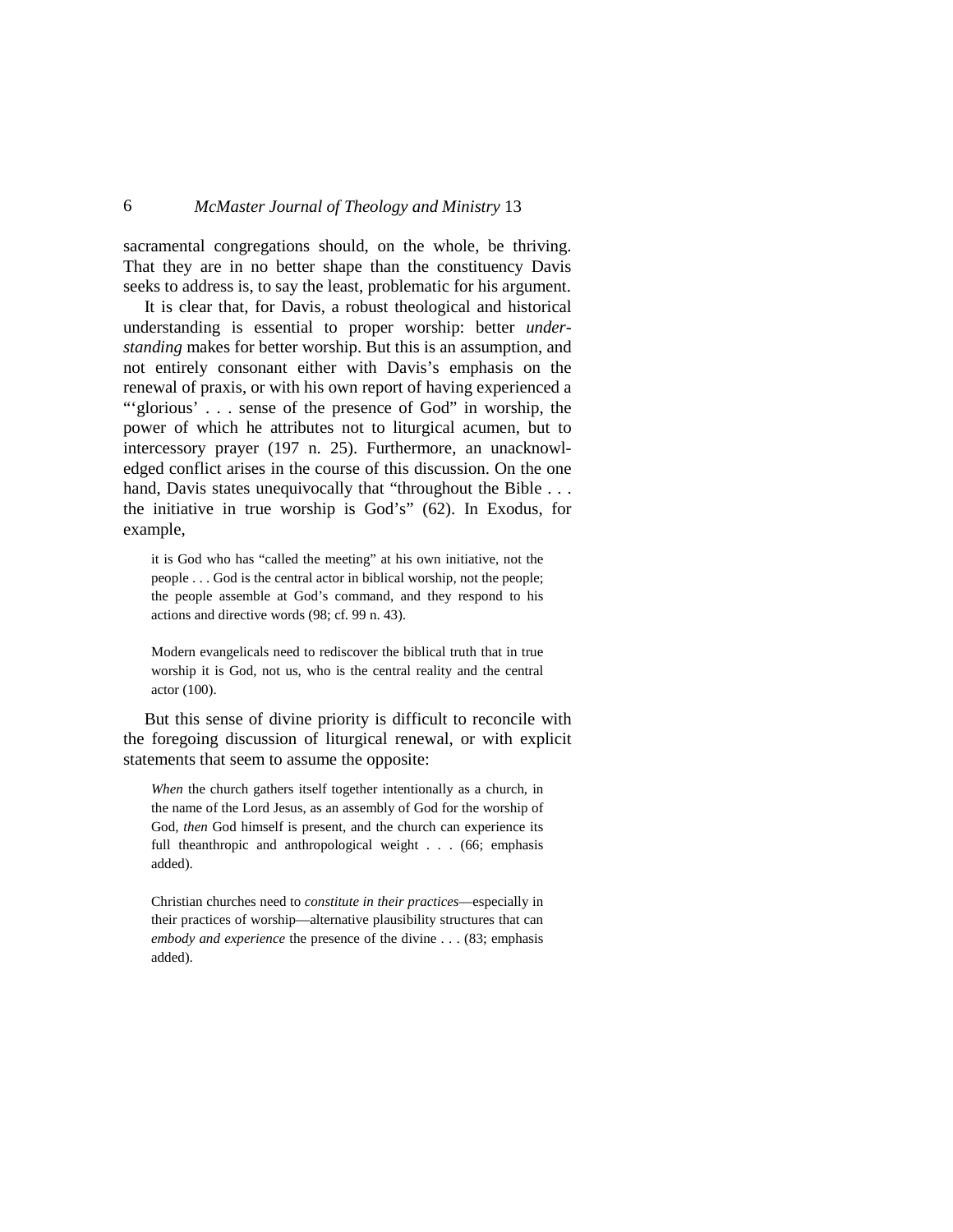sacramental congregations should, on the whole, be thriving. That they are in no better shape than the constituency Davis seeks to address is, to say the least, problematic for his argument.

It is clear that, for Davis, a robust theological and historical understanding is essential to proper worship: better *understanding* makes for better worship. But this is an assumption, and not entirely consonant either with Davis's emphasis on the renewal of praxis, or with his own report of having experienced a "'glorious' . . . sense of the presence of God" in worship, the power of which he attributes not to liturgical acumen, but to intercessory prayer (197 n. 25). Furthermore, an unacknowledged conflict arises in the course of this discussion. On the one hand, Davis states unequivocally that "throughout the Bible . . . the initiative in true worship is God's" (62). In Exodus, for example,

> it is God who has "called the meeting" at his own initiative, not the people . . . God is the central actor in biblical worship, not the people; the people assemble at God's command, and they respond to his actions and directive words (98; cf. 99 n. 43).

> Modern evangelicals need to rediscover the biblical truth that in true worship it is God, not us, who is the central reality and the central actor (100).

But this sense of divine priority is difficult to reconcile with the foregoing discussion of liturgical renewal, or with explicit statements that seem to assume the opposite:

> *When* the church gathers itself together intentionally as a church, in the name of the Lord Jesus, as an assembly of God for the worship of God, *then* God himself is present, and the church can experience its full theanthropic and anthropological weight . . . (66; emphasis added).

> Christian churches need to *constitute in their practices*—especially in their practices of worship—alternative plausibility structures that can *embody and experience* the presence of the divine . . . (83; emphasis added).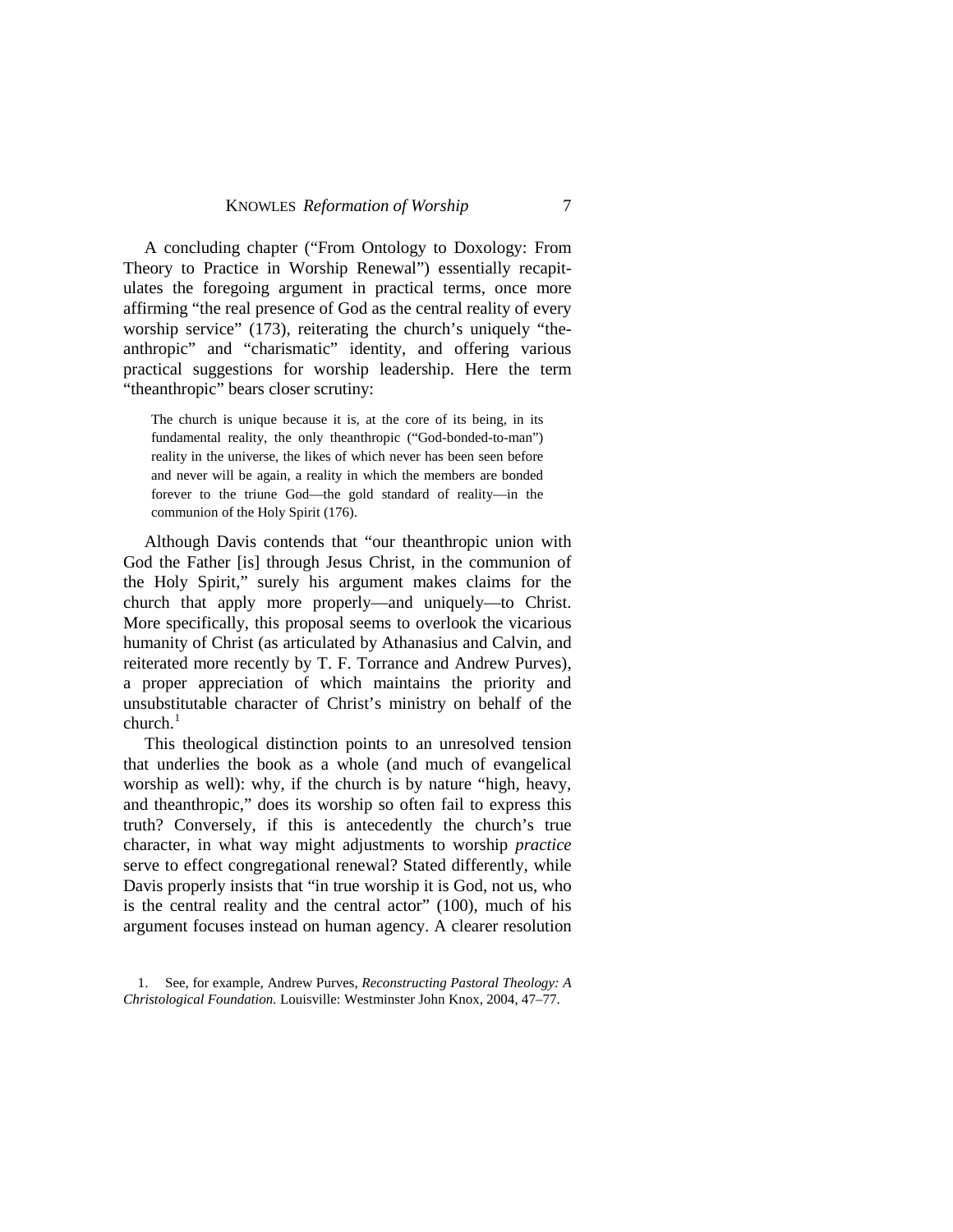A concluding chapter ("From Ontology to Doxology: From Theory to Practice in Worship Renewal") essentially recapitulates the foregoing argument in practical terms, once more affirming "the real presence of God as the central reality of every worship service" (173), reiterating the church's uniquely "theanthropic" and "charismatic" identity, and offering various practical suggestions for worship leadership. Here the term "theanthropic" bears closer scrutiny:

> The church is unique because it is, at the core of its being, in its fundamental reality, the only theanthropic ("God-bonded-to-man") reality in the universe, the likes of which never has been seen before and never will be again, a reality in which the members are bonded forever to the triune God—the gold standard of reality—in the communion of the Holy Spirit (176).

Although Davis contends that "our theanthropic union with God the Father [is] through Jesus Christ, in the communion of the Holy Spirit," surely his argument makes claims for the church that apply more properly—and uniquely—to Christ. More specifically, this proposal seems to overlook the vicarious humanity of Christ (as articulated by Athanasius and Calvin, and reiterated more recently by T. F. Torrance and Andrew Purves), a proper appreciation of which maintains the priority and unsubstitutable character of Christ's ministry on behalf of the church.[1]

This theological distinction points to an unresolved tension that underlies the book as a whole (and much of evangelical worship as well): why, if the church is by nature "high, heavy, and theanthropic," does its worship so often fail to express this truth? Conversely, if this is antecedently the church's true character, in what way might adjustments to worship *practice* serve to effect congregational renewal? Stated differently, while Davis properly insists that "in true worship it is God, not us, who is the central reality and the central actor" (100), much of his argument focuses instead on human agency. A clearer resolution

1. See, for example, Andrew Purves, *Reconstructing Pastoral Theology: A Christological Foundation.* Louisville: Westminster John Knox, 2004, 47–77.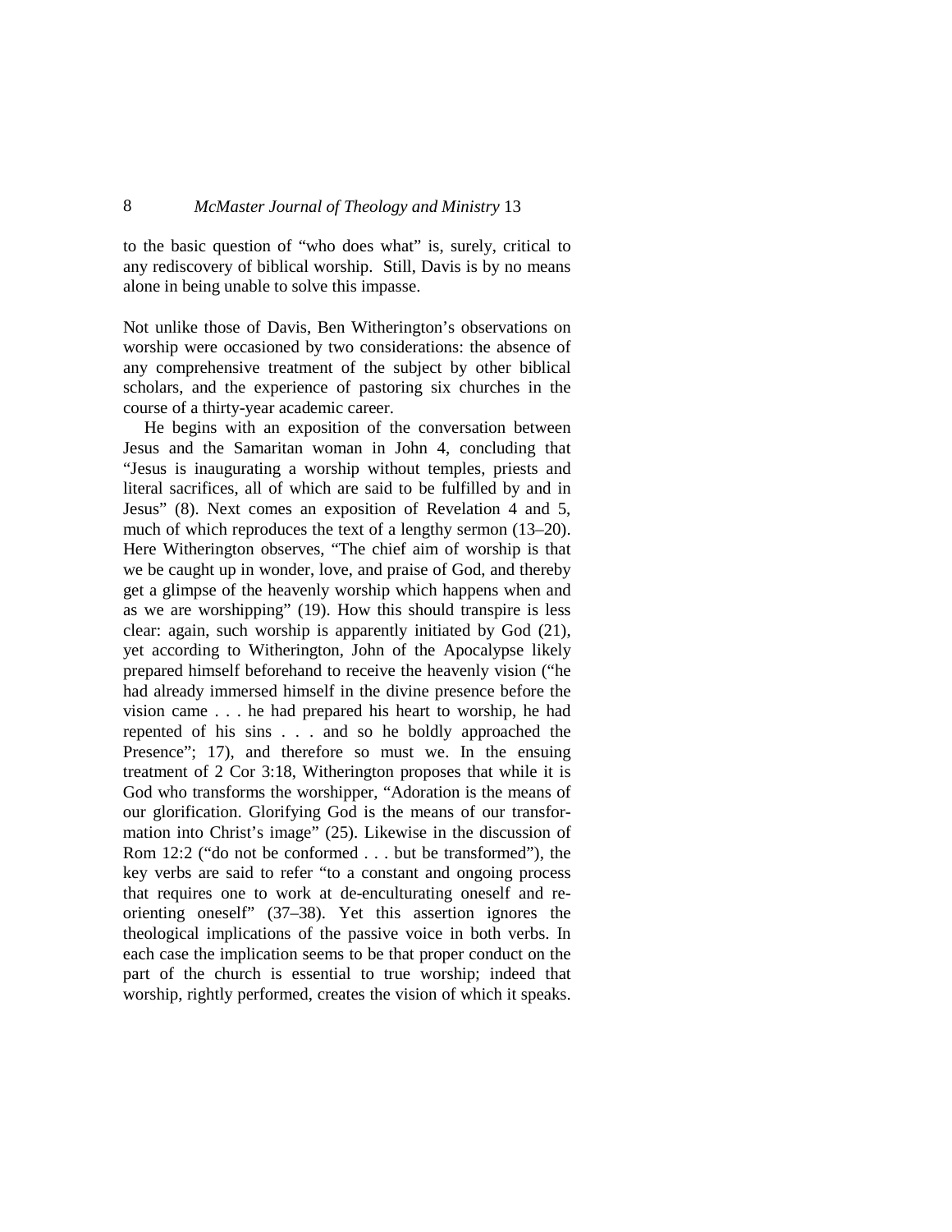to the basic question of "who does what" is, surely, critical to any rediscovery of biblical worship. Still, Davis is by no means alone in being unable to solve this impasse.

Not unlike those of Davis, Ben Witherington's observations on worship were occasioned by two considerations: the absence of any comprehensive treatment of the subject by other biblical scholars, and the experience of pastoring six churches in the course of a thirty-year academic career.

He begins with an exposition of the conversation between Jesus and the Samaritan woman in John 4, concluding that "Jesus is inaugurating a worship without temples, priests and literal sacrifices, all of which are said to be fulfilled by and in Jesus" (8). Next comes an exposition of Revelation 4 and 5, much of which reproduces the text of a lengthy sermon (13–20). Here Witherington observes, "The chief aim of worship is that we be caught up in wonder, love, and praise of God, and thereby get a glimpse of the heavenly worship which happens when and as we are worshipping" (19). How this should transpire is less clear: again, such worship is apparently initiated by God (21), yet according to Witherington, John of the Apocalypse likely prepared himself beforehand to receive the heavenly vision ("he had already immersed himself in the divine presence before the vision came . . . he had prepared his heart to worship, he had repented of his sins . . . and so he boldly approached the Presence"; 17), and therefore so must we. In the ensuing treatment of 2 Cor 3:18, Witherington proposes that while it is God who transforms the worshipper, "Adoration is the means of our glorification. Glorifying God is the means of our transformation into Christ's image" (25). Likewise in the discussion of Rom 12:2 ("do not be conformed . . . but be transformed"), the key verbs are said to refer "to a constant and ongoing process that requires one to work at de-enculturating oneself and re-orienting oneself" (37–38). Yet this assertion ignores the theological implications of the passive voice in both verbs. In each case the implication seems to be that proper conduct on the part of the church is essential to true worship; indeed that worship, rightly performed, creates the vision of which it speaks.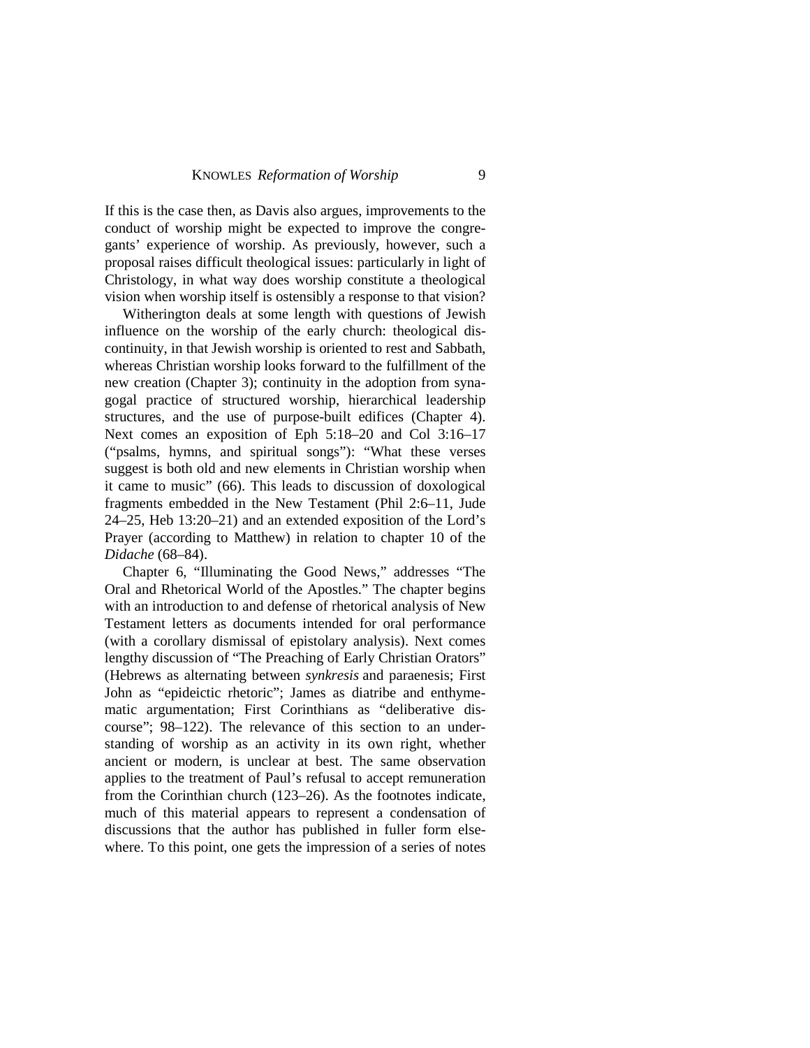If this is the case then, as Davis also argues, improvements to the conduct of worship might be expected to improve the congregants' experience of worship. As previously, however, such a proposal raises difficult theological issues: particularly in light of Christology, in what way does worship constitute a theological vision when worship itself is ostensibly a response to that vision?

Witherington deals at some length with questions of Jewish influence on the worship of the early church: theological discontinuity, in that Jewish worship is oriented to rest and Sabbath, whereas Christian worship looks forward to the fulfillment of the new creation (Chapter 3); continuity in the adoption from synagogal practice of structured worship, hierarchical leadership structures, and the use of purpose-built edifices (Chapter 4). Next comes an exposition of Eph 5:18–20 and Col 3:16–17 ("psalms, hymns, and spiritual songs"): "What these verses suggest is both old and new elements in Christian worship when it came to music" (66). This leads to discussion of doxological fragments embedded in the New Testament (Phil 2:6–11, Jude 24–25, Heb 13:20–21) and an extended exposition of the Lord's Prayer (according to Matthew) in relation to chapter 10 of the *Didache* (68–84).

Chapter 6, "Illuminating the Good News," addresses "The Oral and Rhetorical World of the Apostles." The chapter begins with an introduction to and defense of rhetorical analysis of New Testament letters as documents intended for oral performance (with a corollary dismissal of epistolary analysis). Next comes lengthy discussion of "The Preaching of Early Christian Orators" (Hebrews as alternating between *synkresis* and paraenesis; First John as "epideictic rhetoric"; James as diatribe and enthymematic argumentation; First Corinthians as "deliberative discourse"; 98–122). The relevance of this section to an understanding of worship as an activity in its own right, whether ancient or modern, is unclear at best. The same observation applies to the treatment of Paul's refusal to accept remuneration from the Corinthian church (123–26). As the footnotes indicate, much of this material appears to represent a condensation of discussions that the author has published in fuller form elsewhere. To this point, one gets the impression of a series of notes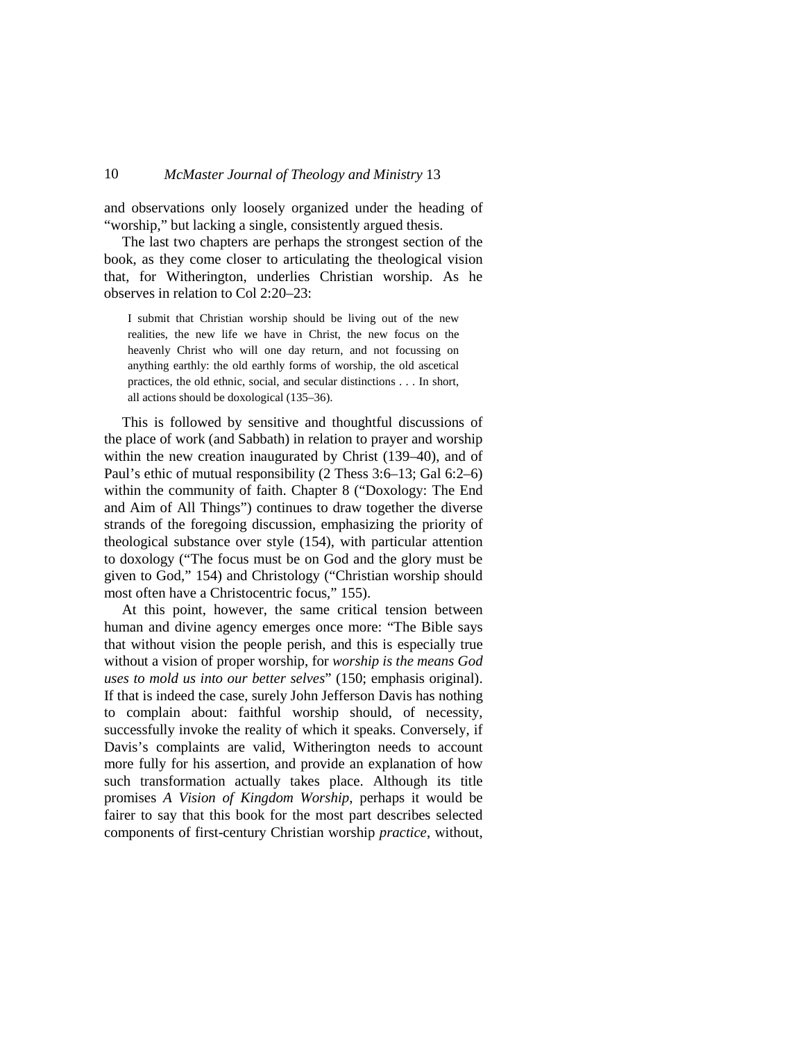and observations only loosely organized under the heading of "worship," but lacking a single, consistently argued thesis.

The last two chapters are perhaps the strongest section of the book, as they come closer to articulating the theological vision that, for Witherington, underlies Christian worship. As he observes in relation to Col 2:20–23:

> I submit that Christian worship should be living out of the new realities, the new life we have in Christ, the new focus on the heavenly Christ who will one day return, and not focussing on anything earthly: the old earthly forms of worship, the old ascetical practices, the old ethnic, social, and secular distinctions . . . In short, all actions should be doxological (135–36).

This is followed by sensitive and thoughtful discussions of the place of work (and Sabbath) in relation to prayer and worship within the new creation inaugurated by Christ (139–40), and of Paul's ethic of mutual responsibility (2 Thess 3:6–13; Gal 6:2–6) within the community of faith. Chapter 8 ("Doxology: The End and Aim of All Things") continues to draw together the diverse strands of the foregoing discussion, emphasizing the priority of theological substance over style (154), with particular attention to doxology ("The focus must be on God and the glory must be given to God," 154) and Christology ("Christian worship should most often have a Christocentric focus," 155).

At this point, however, the same critical tension between human and divine agency emerges once more: "The Bible says that without vision the people perish, and this is especially true without a vision of proper worship, for *worship is the means God uses to mold us into our better selves*" (150; emphasis original). If that is indeed the case, surely John Jefferson Davis has nothing to complain about: faithful worship should, of necessity, successfully invoke the reality of which it speaks. Conversely, if Davis's complaints are valid, Witherington needs to account more fully for his assertion, and provide an explanation of how such transformation actually takes place. Although its title promises *A Vision of Kingdom Worship*, perhaps it would be fairer to say that this book for the most part describes selected components of first-century Christian worship *practice*, without,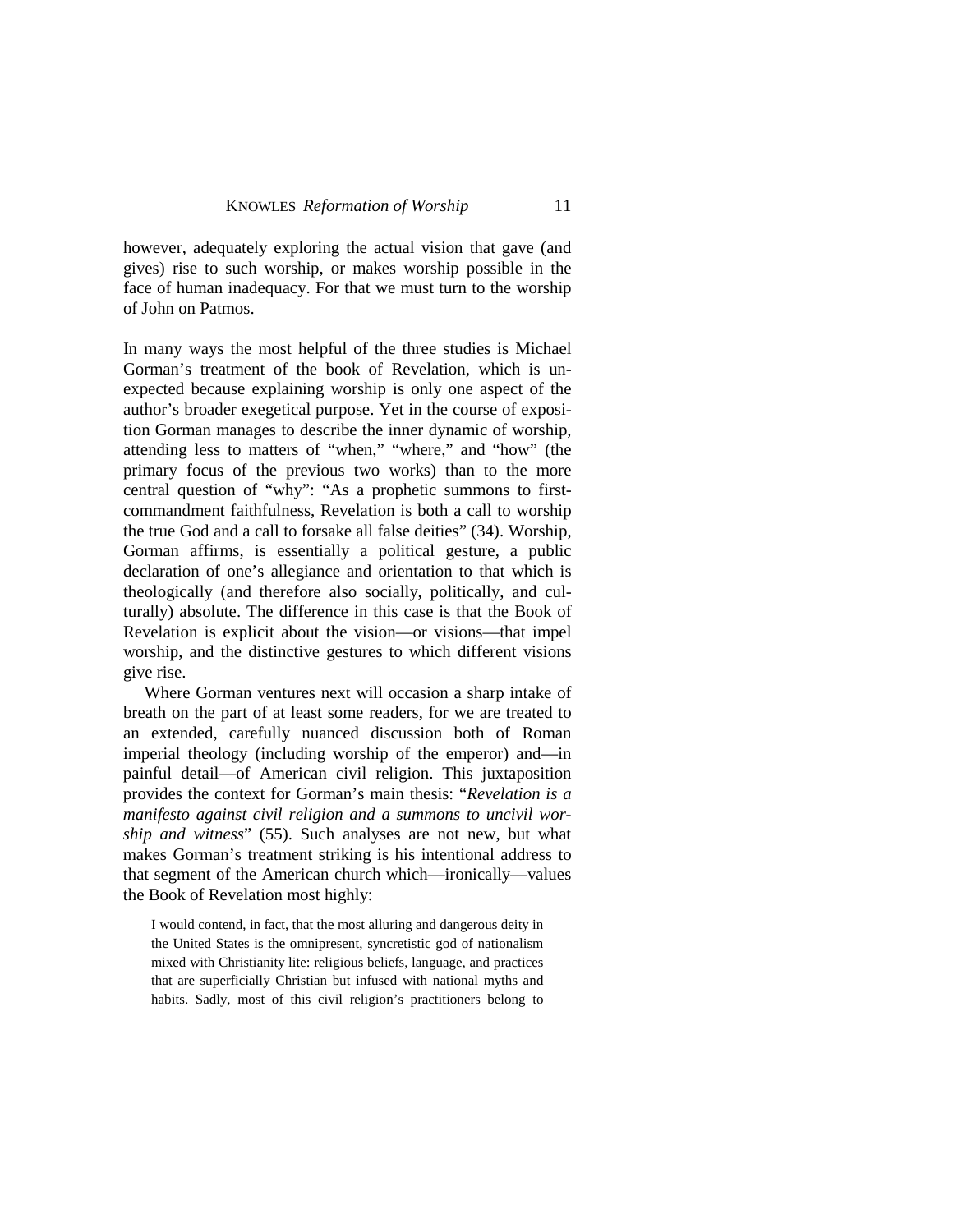however, adequately exploring the actual vision that gave (and gives) rise to such worship, or makes worship possible in the face of human inadequacy. For that we must turn to the worship of John on Patmos.

In many ways the most helpful of the three studies is Michael Gorman's treatment of the book of Revelation, which is unexpected because explaining worship is only one aspect of the author's broader exegetical purpose. Yet in the course of exposition Gorman manages to describe the inner dynamic of worship, attending less to matters of "when," "where," and "how" (the primary focus of the previous two works) than to the more central question of "why": "As a prophetic summons to first-commandment faithfulness, Revelation is both a call to worship the true God and a call to forsake all false deities" (34). Worship, Gorman affirms, is essentially a political gesture, a public declaration of one's allegiance and orientation to that which is theologically (and therefore also socially, politically, and culturally) absolute. The difference in this case is that the Book of Revelation is explicit about the vision—or visions—that impel worship, and the distinctive gestures to which different visions give rise.

Where Gorman ventures next will occasion a sharp intake of breath on the part of at least some readers, for we are treated to an extended, carefully nuanced discussion both of Roman imperial theology (including worship of the emperor) and—in painful detail—of American civil religion. This juxtaposition provides the context for Gorman's main thesis: "*Revelation is a manifesto against civil religion and a summons to uncivil worship and witness*" (55). Such analyses are not new, but what makes Gorman's treatment striking is his intentional address to that segment of the American church which—ironically—values the Book of Revelation most highly:

> I would contend, in fact, that the most alluring and dangerous deity in the United States is the omnipresent, syncretistic god of nationalism mixed with Christianity lite: religious beliefs, language, and practices that are superficially Christian but infused with national myths and habits. Sadly, most of this civil religion's practitioners belong to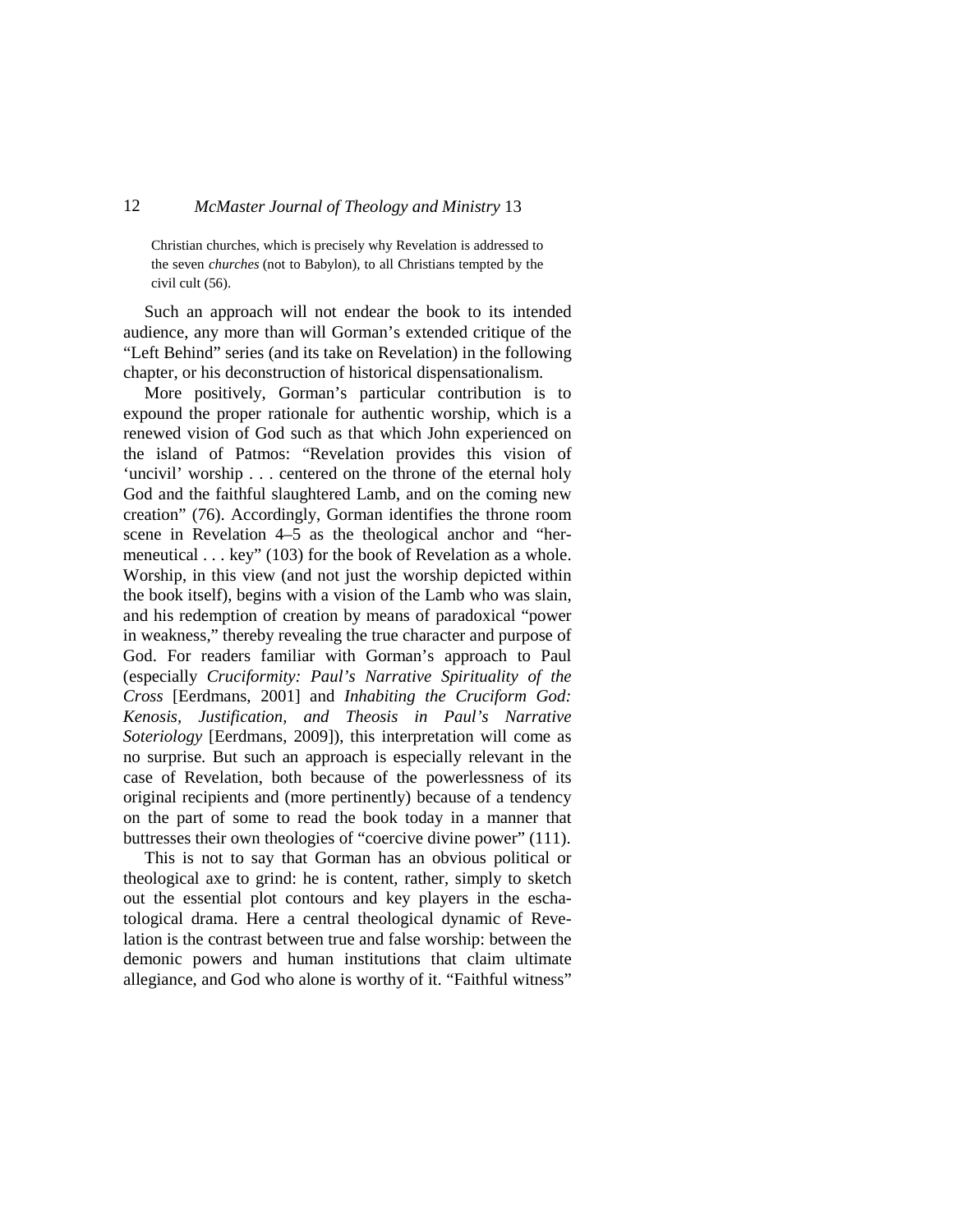> Christian churches, which is precisely why Revelation is addressed to the seven *churches* (not to Babylon), to all Christians tempted by the civil cult (56).

Such an approach will not endear the book to its intended audience, any more than will Gorman's extended critique of the "Left Behind" series (and its take on Revelation) in the following chapter, or his deconstruction of historical dispensationalism.

More positively, Gorman's particular contribution is to expound the proper rationale for authentic worship, which is a renewed vision of God such as that which John experienced on the island of Patmos: "Revelation provides this vision of 'uncivil' worship . . . centered on the throne of the eternal holy God and the faithful slaughtered Lamb, and on the coming new creation" (76). Accordingly, Gorman identifies the throne room scene in Revelation 4–5 as the theological anchor and "hermeneutical . . . key" (103) for the book of Revelation as a whole. Worship, in this view (and not just the worship depicted within the book itself), begins with a vision of the Lamb who was slain, and his redemption of creation by means of paradoxical "power in weakness," thereby revealing the true character and purpose of God. For readers familiar with Gorman's approach to Paul (especially *Cruciformity: Paul's Narrative Spirituality of the Cross* [Eerdmans, 2001] and *Inhabiting the Cruciform God: Kenosis, Justification, and Theosis in Paul's Narrative Soteriology* [Eerdmans, 2009]), this interpretation will come as no surprise. But such an approach is especially relevant in the case of Revelation, both because of the powerlessness of its original recipients and (more pertinently) because of a tendency on the part of some to read the book today in a manner that buttresses their own theologies of "coercive divine power" (111).

This is not to say that Gorman has an obvious political or theological axe to grind: he is content, rather, simply to sketch out the essential plot contours and key players in the eschatological drama. Here a central theological dynamic of Revelation is the contrast between true and false worship: between the demonic powers and human institutions that claim ultimate allegiance, and God who alone is worthy of it. "Faithful witness"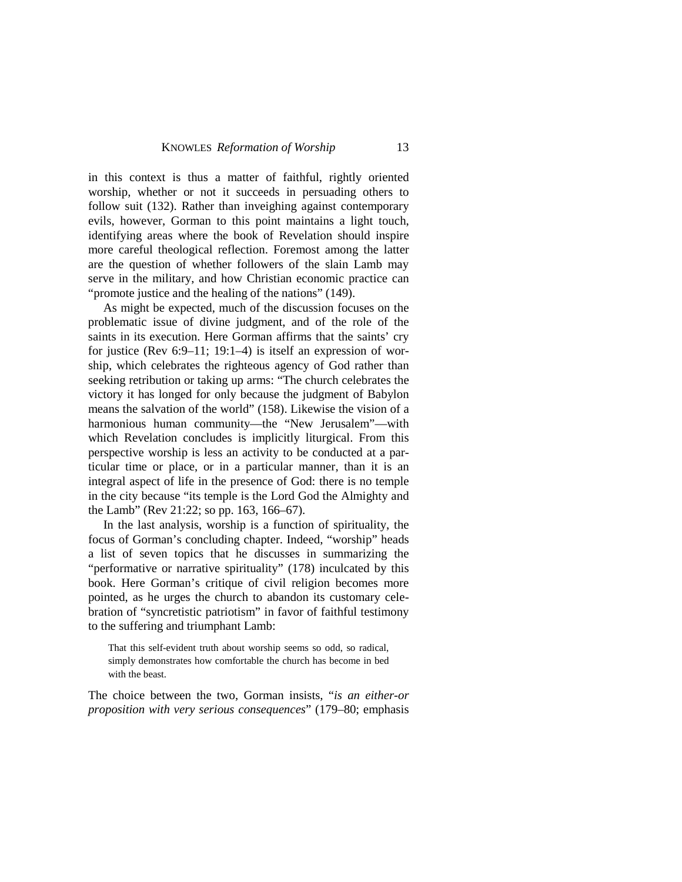in this context is thus a matter of faithful, rightly oriented worship, whether or not it succeeds in persuading others to follow suit (132). Rather than inveighing against contemporary evils, however, Gorman to this point maintains a light touch, identifying areas where the book of Revelation should inspire more careful theological reflection. Foremost among the latter are the question of whether followers of the slain Lamb may serve in the military, and how Christian economic practice can "promote justice and the healing of the nations" (149).

As might be expected, much of the discussion focuses on the problematic issue of divine judgment, and of the role of the saints in its execution. Here Gorman affirms that the saints' cry for justice (Rev 6:9–11; 19:1–4) is itself an expression of worship, which celebrates the righteous agency of God rather than seeking retribution or taking up arms: "The church celebrates the victory it has longed for only because the judgment of Babylon means the salvation of the world" (158). Likewise the vision of a harmonious human community—the "New Jerusalem"—with which Revelation concludes is implicitly liturgical. From this perspective worship is less an activity to be conducted at a particular time or place, or in a particular manner, than it is an integral aspect of life in the presence of God: there is no temple in the city because "its temple is the Lord God the Almighty and the Lamb" (Rev 21:22; so pp. 163, 166–67).

In the last analysis, worship is a function of spirituality, the focus of Gorman's concluding chapter. Indeed, "worship" heads a list of seven topics that he discusses in summarizing the "performative or narrative spirituality" (178) inculcated by this book. Here Gorman's critique of civil religion becomes more pointed, as he urges the church to abandon its customary celebration of "syncretistic patriotism" in favor of faithful testimony to the suffering and triumphant Lamb:

> That this self-evident truth about worship seems so odd, so radical, simply demonstrates how comfortable the church has become in bed with the beast.

The choice between the two, Gorman insists, "*is an either-or proposition with very serious consequences*" (179–80; emphasis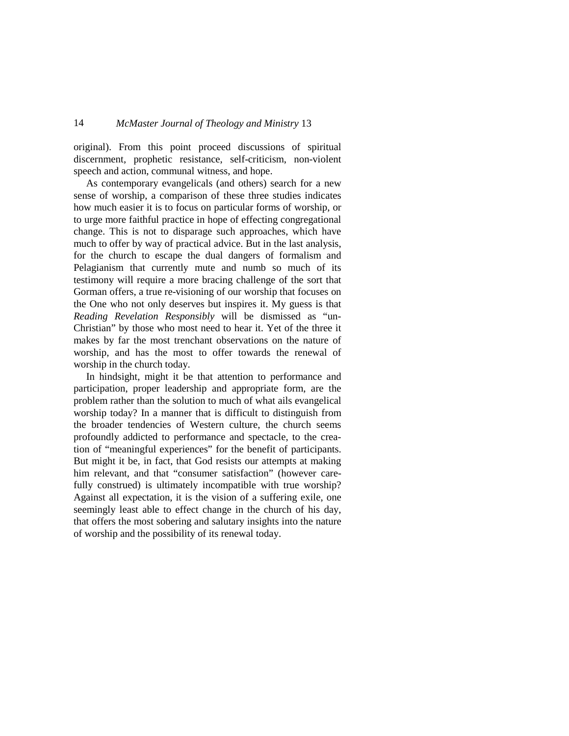original). From this point proceed discussions of spiritual discernment, prophetic resistance, self-criticism, non-violent speech and action, communal witness, and hope.

As contemporary evangelicals (and others) search for a new sense of worship, a comparison of these three studies indicates how much easier it is to focus on particular forms of worship, or to urge more faithful practice in hope of effecting congregational change. This is not to disparage such approaches, which have much to offer by way of practical advice. But in the last analysis, for the church to escape the dual dangers of formalism and Pelagianism that currently mute and numb so much of its testimony will require a more bracing challenge of the sort that Gorman offers, a true re-visioning of our worship that focuses on the One who not only deserves but inspires it. My guess is that *Reading Revelation Responsibly* will be dismissed as "un-Christian" by those who most need to hear it. Yet of the three it makes by far the most trenchant observations on the nature of worship, and has the most to offer towards the renewal of worship in the church today.

In hindsight, might it be that attention to performance and participation, proper leadership and appropriate form, are the problem rather than the solution to much of what ails evangelical worship today? In a manner that is difficult to distinguish from the broader tendencies of Western culture, the church seems profoundly addicted to performance and spectacle, to the creation of "meaningful experiences" for the benefit of participants. But might it be, in fact, that God resists our attempts at making him relevant, and that "consumer satisfaction" (however carefully construed) is ultimately incompatible with true worship? Against all expectation, it is the vision of a suffering exile, one seemingly least able to effect change in the church of his day, that offers the most sobering and salutary insights into the nature of worship and the possibility of its renewal today.